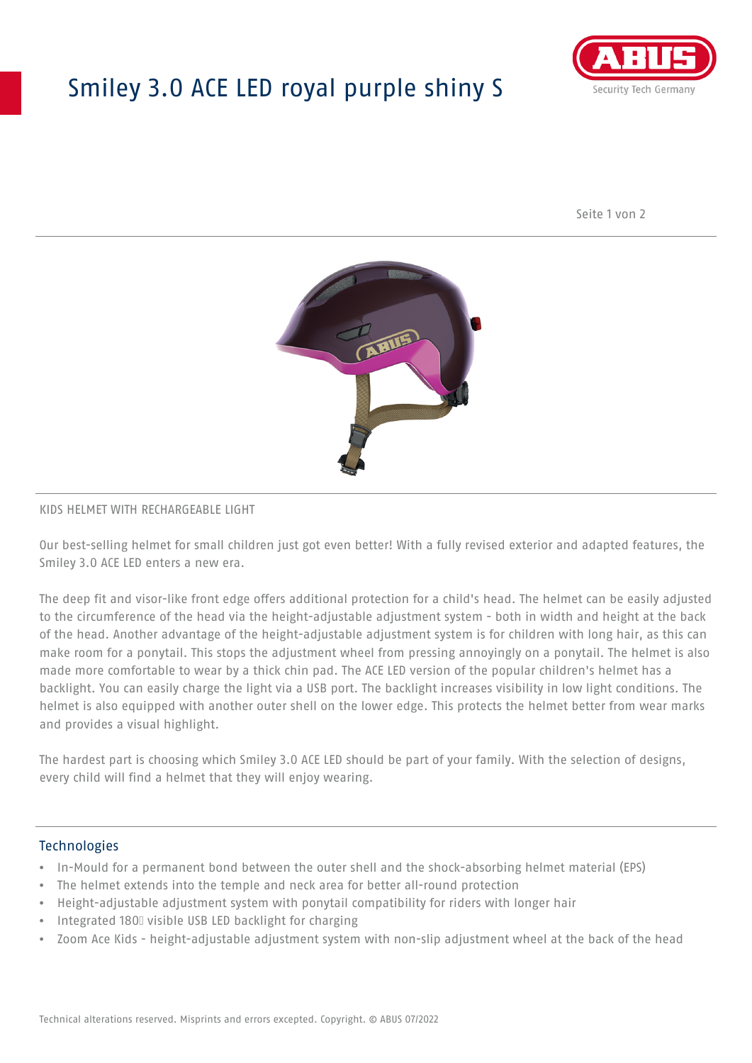# Smiley 3.0 ACE LED royal purple shiny S

KIDS HELMET WITH RECHARGEABLE LIGHT

Our best-selling helmet for small children just got even better! With a fully revised exterior and adapted features, the Smiley 3.0 ACE LED enters a new era.

The deep fit and visor-like front edge offers additional protection for a child's head. The helmet can be easily adjusted to the circumference of the head via the height-adjustable adjustment system - both in width and height at the back of the head. Another advantage of the height-adjustable adjustment system is for children with long hair, as this can make room for a ponytail. This stops the adjustment wheel from pressing annoyingly on a ponytail. The helmet is also made more comfortable to wear by a thick chin pad. The ACE LED version of the popular children's helmet has a backlight. You can easily charge the light via a USB port. The backlight increases visibility in low light conditions. The helmet is also equipped with another outer shell on the lower edge. This protects the helmet better from wear marks and provides a visual highlight.

The hardest part is choosing which Smiley 3.0 ACE LED should be part of your family. With the selection of designs, every child will find a helmet that they will enjoy wearing.

## Technologies

- In-Mould for a permanent bond between the outer shell and the shock-absorbing helmet material (EPS)
- The helmet extends into the temple and neck area for better all-round protection
- Height-adjustable adjustment system with ponytail compatibility for riders with longer hair
- Integrated 180° visible USB LED backlight for charging
- Zoom Ace Kids - height-adjustable adjustment system with non-slip adjustment wheel at the back of the head

Technical alterations reserved. Misprints and errors excepted. Copyright. © ABUS 07/2022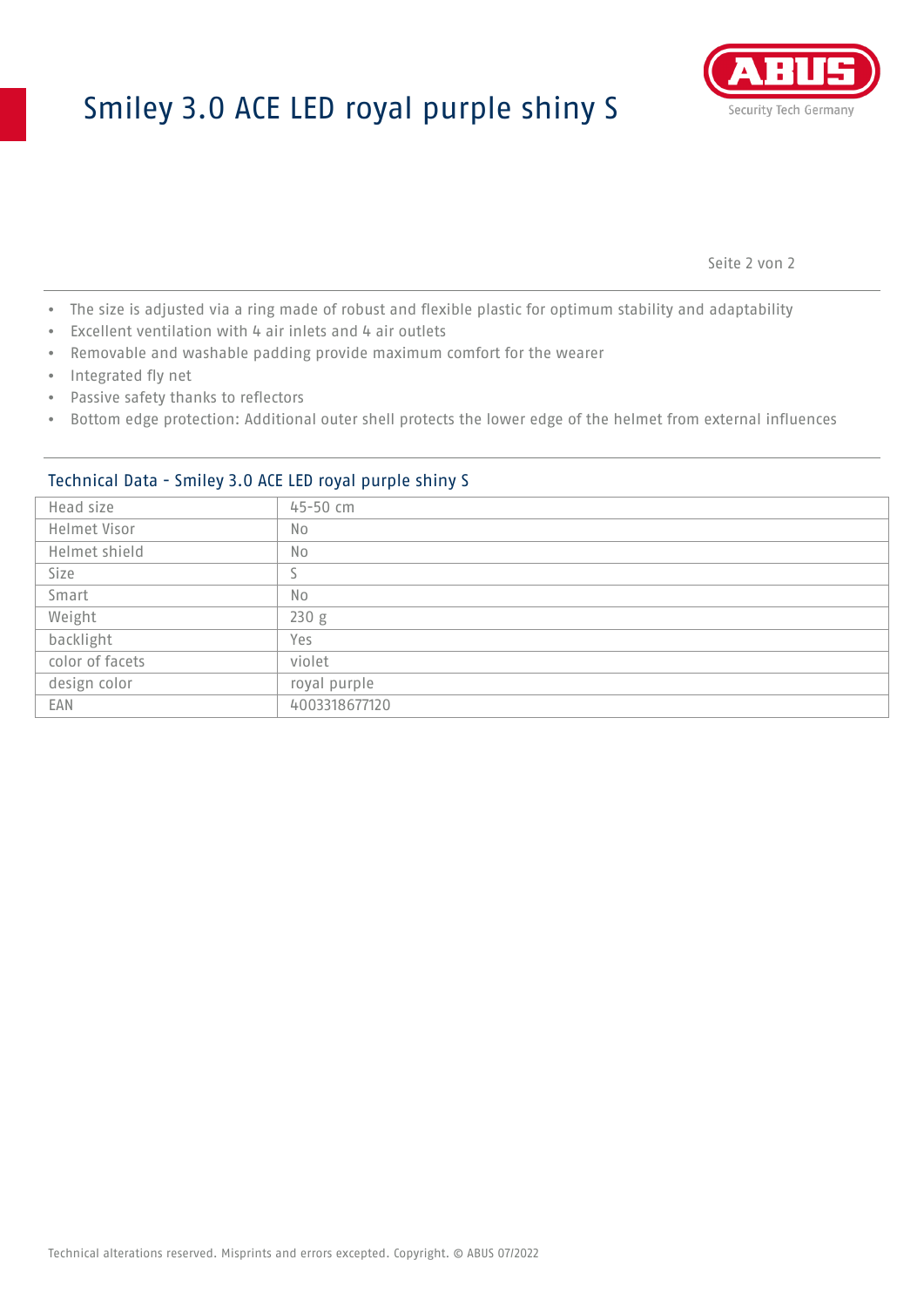# Smiley 3.0 ACE LED royal purple shiny S

- The size is adjusted via a ring made of robust and flexible plastic for optimum stability and adaptability
- Excellent ventilation with 4 air inlets and 4 air outlets
- Removable and washable padding provide maximum comfort for the wearer
- Integrated fly net
- Passive safety thanks to reflectors
- Bottom edge protection: Additional outer shell protects the lower edge of the helmet from external influences

## Technical Data - Smiley 3.0 ACE LED royal purple shiny S

| | |
|---|---|
| Head size | 45-50 cm |
| Helmet Visor | No |
| Helmet shield | No |
| Size | S |
| Smart | No |
| Weight | 230 g |
| backlight | Yes |
| color of facets | violet |
| design color | royal purple |
| EAN | 4003318677120 |

Technical alterations reserved. Misprints and errors excepted. Copyright. © ABUS 07/2022